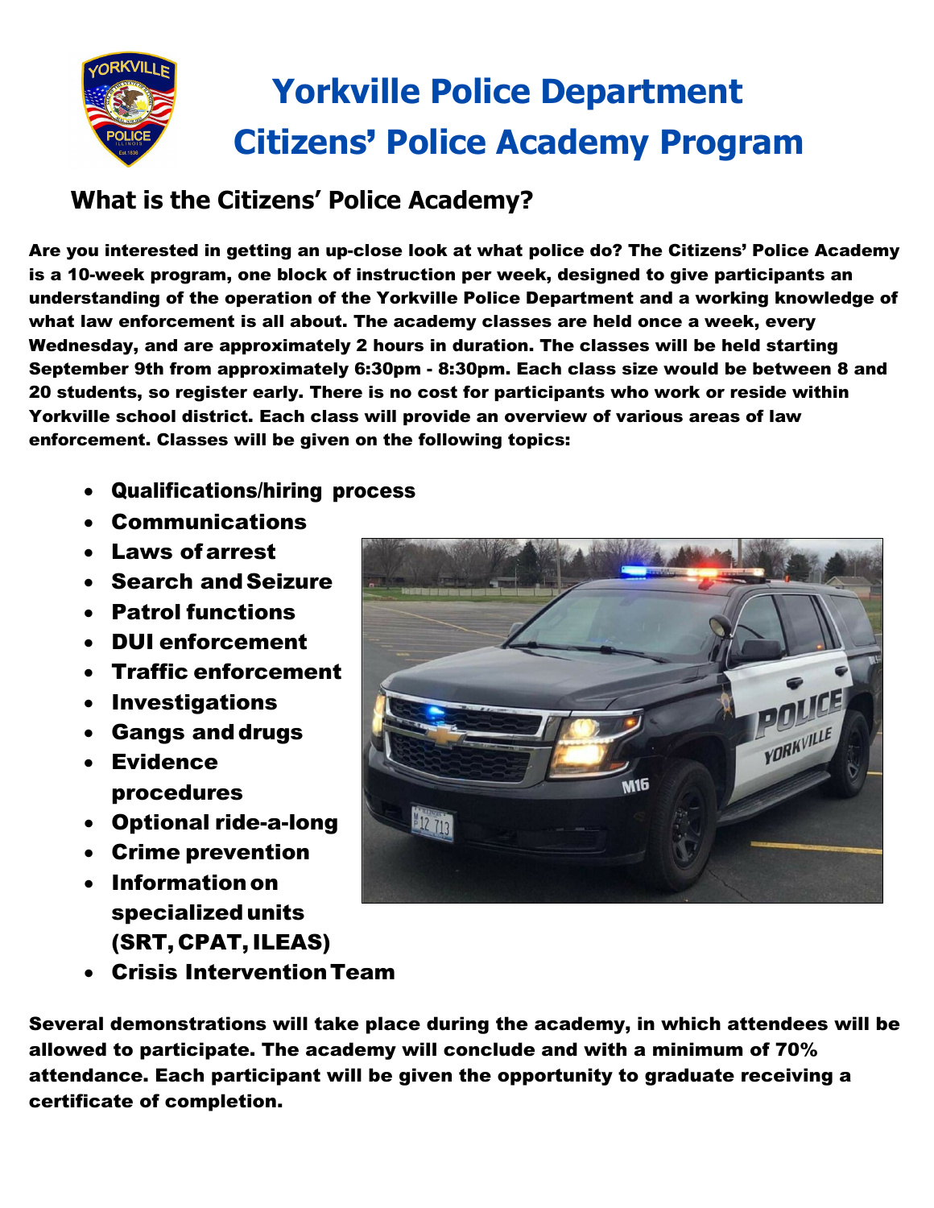# Yorkville Police Department
# Citizens' Police Academy Program

## What is the Citizens' Police Academy?

**Are you interested in getting an up-close look at what police do? The Citizens' Police Academy is a 10-week program, one block of instruction per week, designed to give participants an understanding of the operation of the Yorkville Police Department and a working knowledge of what law enforcement is all about. The academy classes are held once a week, every Wednesday, and are approximately 2 hours in duration. The classes will be held starting September 9th from approximately 6:30pm - 8:30pm. Each class size would be between 8 and 20 students, so register early. There is no cost for participants who work or reside within Yorkville school district. Each class will provide an overview of various areas of law enforcement. Classes will be given on the following topics:**

- **Qualifications/hiring process**
- **Communications**
- **Laws of arrest**
- **Search and Seizure**
- **Patrol functions**
- **DUI enforcement**
- **Traffic enforcement**
- **Investigations**
- **Gangs and drugs**
- **Evidence procedures**
- **Optional ride-a-long**
- **Crime prevention**
- **Information on specialized units (SRT, CPAT, ILEAS)**
- **Crisis Intervention Team**

**Several demonstrations will take place during the academy, in which attendees will be allowed to participate. The academy will conclude and with a minimum of 70% attendance. Each participant will be given the opportunity to graduate receiving a certificate of completion.**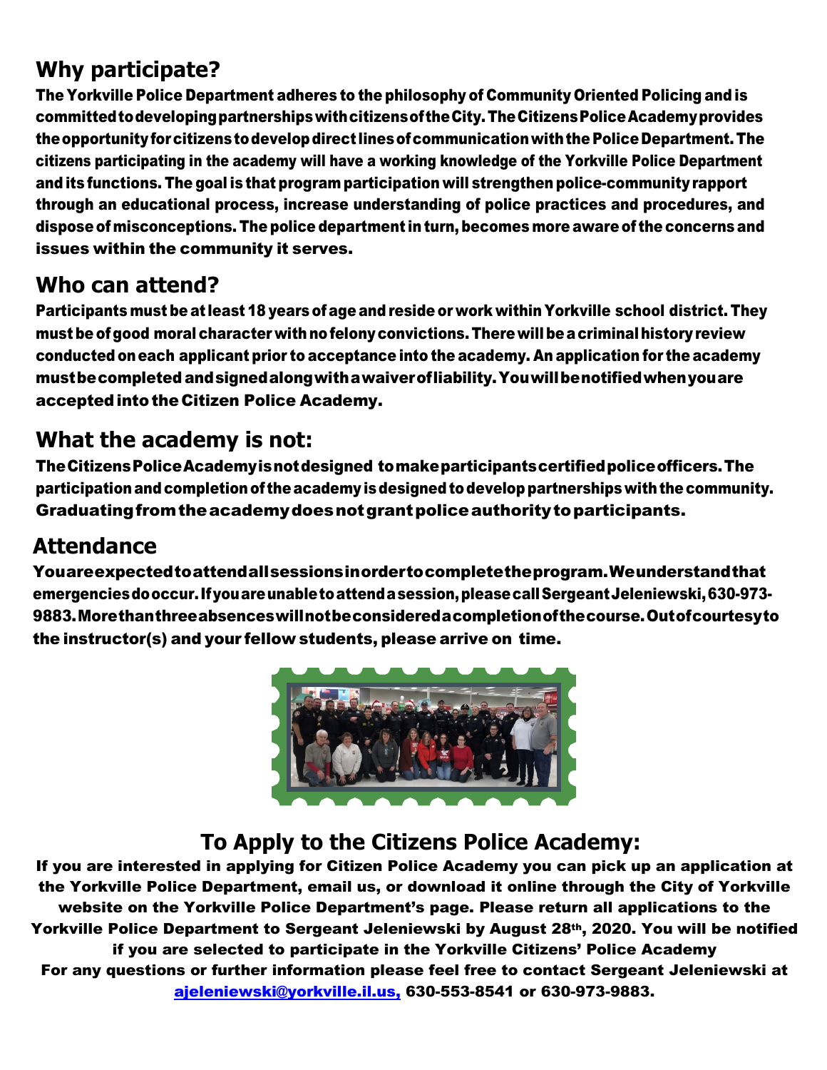## Why participate?

The Yorkville Police Department adheres to the philosophy of Community Oriented Policing and is committed to developing partnerships with citizens of the City. The Citizens Police Academy provides the opportunity for citizens to develop direct lines of communication with the Police Department. The citizens participating in the academy will have a working knowledge of the Yorkville Police Department and its functions. The goal is that program participation will strengthen police-community rapport through an educational process, increase understanding of police practices and procedures, and dispose of misconceptions. The police department in turn, becomes more aware of the concerns and issues within the community it serves.

## Who can attend?

Participants must be at least 18 years of age and reside or work within Yorkville school district. They must be of good moral character with no felony convictions. There will be a criminal history review conducted on each applicant prior to acceptance into the academy. An application for the academy must be completed and signed along with a waiver of liability. You will be notified when you are accepted into the Citizen Police Academy.

## What the academy is not:

The Citizens Police Academy is not designed to make participants certified police officers. The participation and completion of the academy is designed to develop partnerships with the community. Graduating from the academy does not grant police authority to participants.

## Attendance

You are expected to attend all sessions in order to complete the program. We understand that emergencies do occur. If you are unable to attend a session, please call Sergeant Jeleniewski, 630-973-9883. More than three absences will not be considered a completion of the course. Out of courtesy to the instructor(s) and your fellow students, please arrive on time.

## To Apply to the Citizens Police Academy:

If you are interested in applying for Citizen Police Academy you can pick up an application at the Yorkville Police Department, email us, or download it online through the City of Yorkville website on the Yorkville Police Department's page. Please return all applications to the Yorkville Police Department to Sergeant Jeleniewski by August 28th, 2020. You will be notified if you are selected to participate in the Yorkville Citizens' Police Academy

For any questions or further information please feel free to contact Sergeant Jeleniewski at ajeleniewski@yorkville.il.us, 630-553-8541 or 630-973-9883.